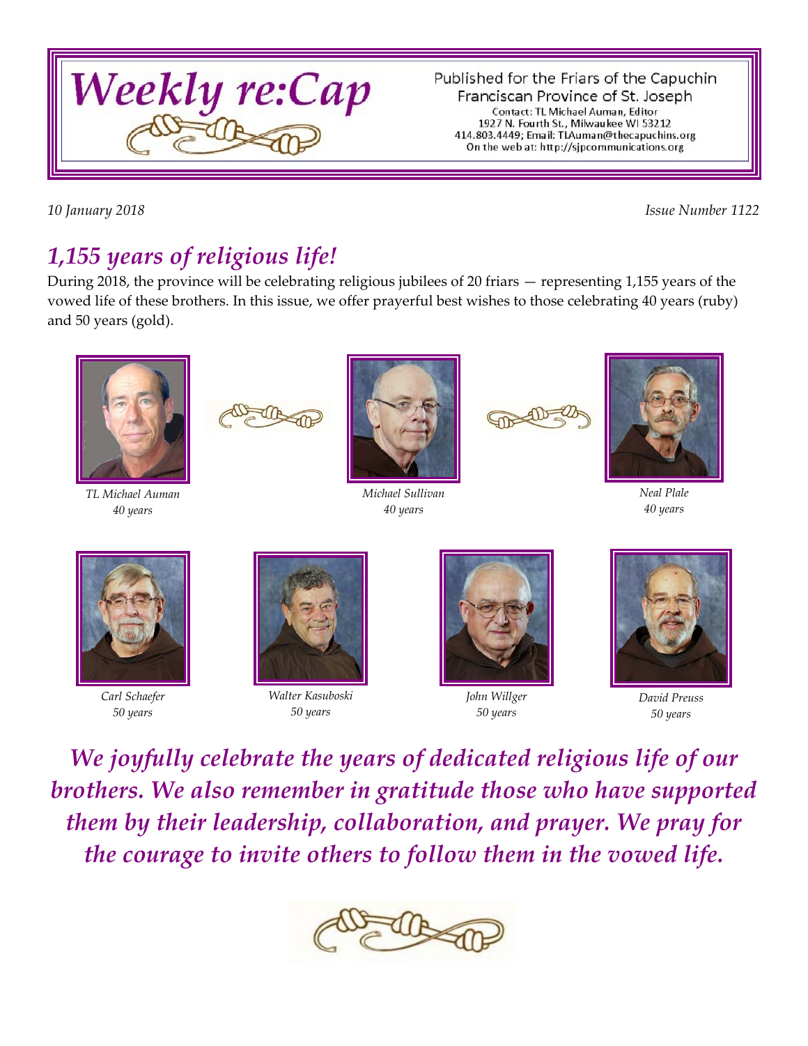# Weekly re:Cap

Published for the Friars of the Capuchin Franciscan Province of St. Joseph
Contact: TL Michael Auman, Editor
1927 N. Fourth St., Milwaukee WI 53212
414.803.4449; Email: TLAuman@thecapuchins.org
On the web at: http://sjpcommunications.org

*10 January 2018* *Issue Number 1122*

## *1,155 years of religious life!*

During 2018, the province will be celebrating religious jubilees of 20 friars — representing 1,155 years of the vowed life of these brothers. In this issue, we offer prayerful best wishes to those celebrating 40 years (ruby) and 50 years (gold).

*TL Michael Auman*
*40 years*

*Michael Sullivan*
*40 years*

*Neal Plale*
*40 years*

*Carl Schaefer*
*50 years*

*Walter Kasuboski*
*50 years*

*John Willger*
*50 years*

*David Preuss*
*50 years*

***We joyfully celebrate the years of dedicated religious life of our brothers. We also remember in gratitude those who have supported them by their leadership, collaboration, and prayer. We pray for the courage to invite others to follow them in the vowed life.***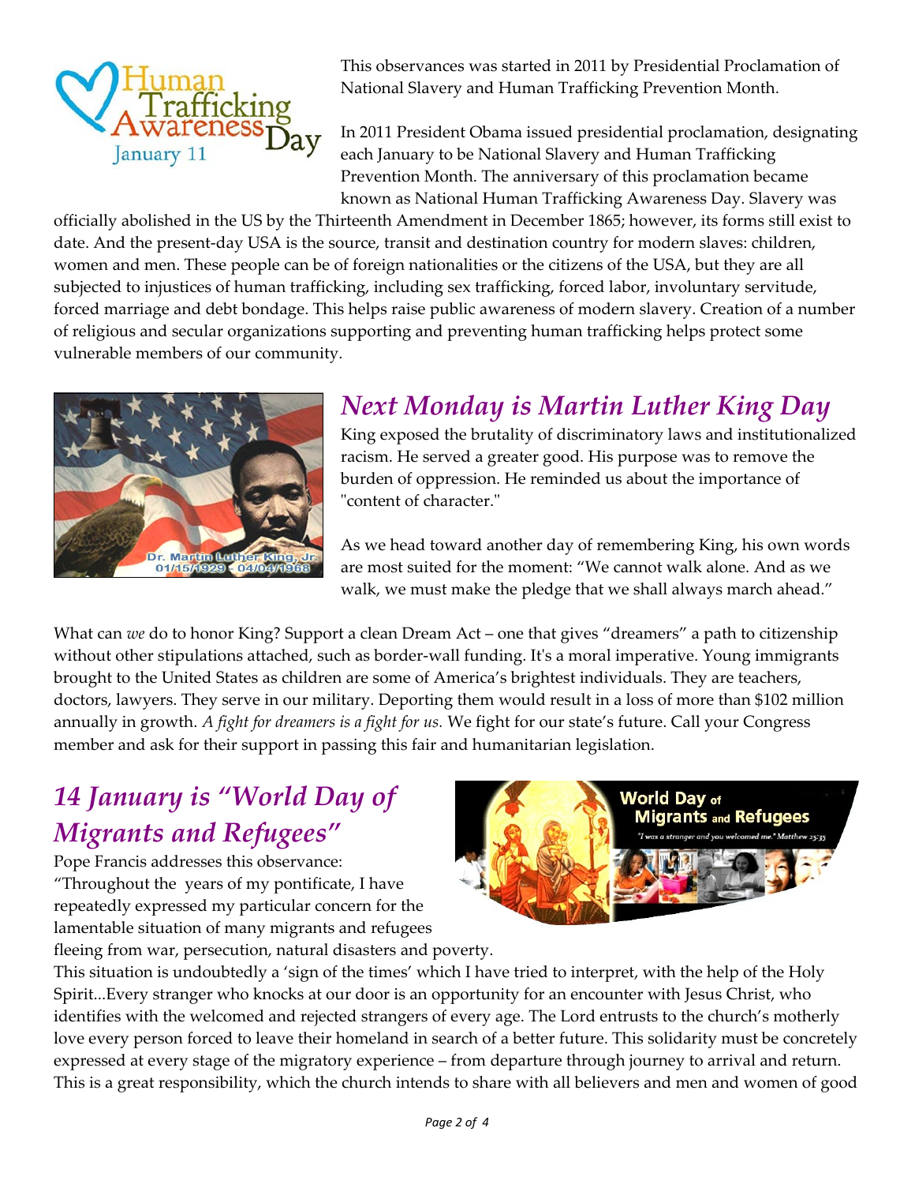This observances was started in 2011 by Presidential Proclamation of National Slavery and Human Trafficking Prevention Month.

In 2011 President Obama issued presidential proclamation, designating each January to be National Slavery and Human Trafficking Prevention Month. The anniversary of this proclamation became known as National Human Trafficking Awareness Day. Slavery was officially abolished in the US by the Thirteenth Amendment in December 1865; however, its forms still exist to date. And the present-day USA is the source, transit and destination country for modern slaves: children, women and men. These people can be of foreign nationalities or the citizens of the USA, but they are all subjected to injustices of human trafficking, including sex trafficking, forced labor, involuntary servitude, forced marriage and debt bondage. This helps raise public awareness of modern slavery. Creation of a number of religious and secular organizations supporting and preventing human trafficking helps protect some vulnerable members of our community.

## *Next Monday is Martin Luther King Day*

King exposed the brutality of discriminatory laws and institutionalized racism. He served a greater good. His purpose was to remove the burden of oppression. He reminded us about the importance of "content of character."

As we head toward another day of remembering King, his own words are most suited for the moment: "We cannot walk alone. And as we walk, we must make the pledge that we shall always march ahead."

What can *we* do to honor King? Support a clean Dream Act – one that gives "dreamers" a path to citizenship without other stipulations attached, such as border-wall funding. It's a moral imperative. Young immigrants brought to the United States as children are some of America's brightest individuals. They are teachers, doctors, lawyers. They serve in our military. Deporting them would result in a loss of more than $102 million annually in growth. *A fight for dreamers is a fight for us.* We fight for our state's future. Call your Congress member and ask for their support in passing this fair and humanitarian legislation.

## *14 January is "World Day of Migrants and Refugees"*

Pope Francis addresses this observance:
"Throughout the years of my pontificate, I have repeatedly expressed my particular concern for the lamentable situation of many migrants and refugees fleeing from war, persecution, natural disasters and poverty. This situation is undoubtedly a 'sign of the times' which I have tried to interpret, with the help of the Holy Spirit...Every stranger who knocks at our door is an opportunity for an encounter with Jesus Christ, who identifies with the welcomed and rejected strangers of every age. The Lord entrusts to the church's motherly love every person forced to leave their homeland in search of a better future. This solidarity must be concretely expressed at every stage of the migratory experience – from departure through journey to arrival and return. This is a great responsibility, which the church intends to share with all believers and men and women of good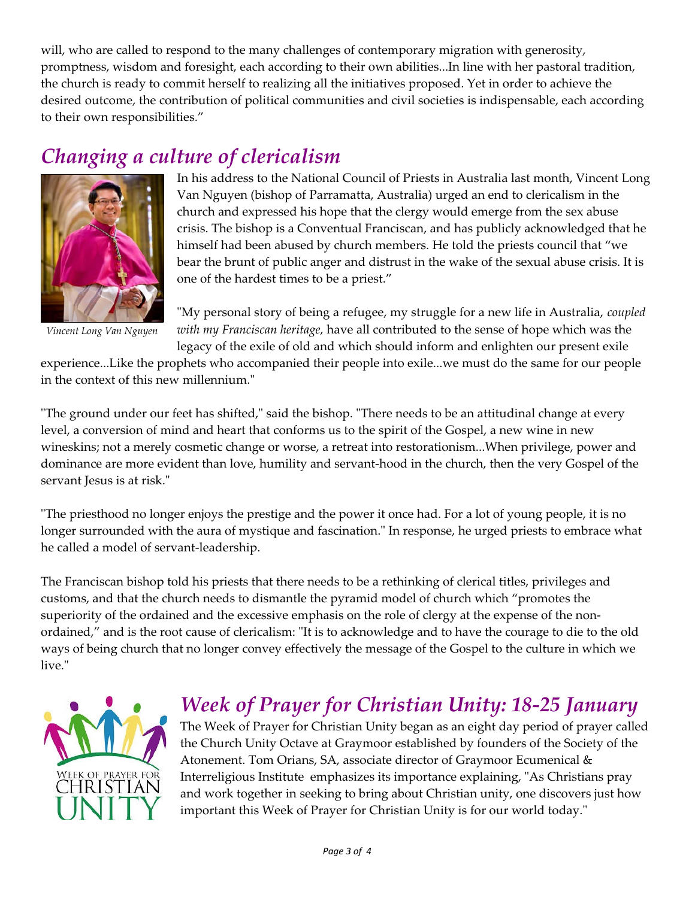will, who are called to respond to the many challenges of contemporary migration with generosity, promptness, wisdom and foresight, each according to their own abilities...In line with her pastoral tradition, the church is ready to commit herself to realizing all the initiatives proposed. Yet in order to achieve the desired outcome, the contribution of political communities and civil societies is indispensable, each according to their own responsibilities."

## *Changing a culture of clericalism*

*Vincent Long Van Nguyen*

In his address to the National Council of Priests in Australia last month, Vincent Long Van Nguyen (bishop of Parramatta, Australia) urged an end to clericalism in the church and expressed his hope that the clergy would emerge from the sex abuse crisis. The bishop is a Conventual Franciscan, and has publicly acknowledged that he himself had been abused by church members. He told the priests council that "we bear the brunt of public anger and distrust in the wake of the sexual abuse crisis. It is one of the hardest times to be a priest."

"My personal story of being a refugee, my struggle for a new life in Australia, *coupled with my Franciscan heritage,* have all contributed to the sense of hope which was the legacy of the exile of old and which should inform and enlighten our present exile experience...Like the prophets who accompanied their people into exile...we must do the same for our people in the context of this new millennium."

"The ground under our feet has shifted," said the bishop. "There needs to be an attitudinal change at every level, a conversion of mind and heart that conforms us to the spirit of the Gospel, a new wine in new wineskins; not a merely cosmetic change or worse, a retreat into restorationism...When privilege, power and dominance are more evident than love, humility and servant-hood in the church, then the very Gospel of the servant Jesus is at risk."

"The priesthood no longer enjoys the prestige and the power it once had. For a lot of young people, it is no longer surrounded with the aura of mystique and fascination." In response, he urged priests to embrace what he called a model of servant-leadership.

The Franciscan bishop told his priests that there needs to be a rethinking of clerical titles, privileges and customs, and that the church needs to dismantle the pyramid model of church which "promotes the superiority of the ordained and the excessive emphasis on the role of clergy at the expense of the non-ordained," and is the root cause of clericalism: "It is to acknowledge and to have the courage to die to the old ways of being church that no longer convey effectively the message of the Gospel to the culture in which we live."

## *Week of Prayer for Christian Unity: 18-25 January*

The Week of Prayer for Christian Unity began as an eight day period of prayer called the Church Unity Octave at Graymoor established by founders of the Society of the Atonement. Tom Orians, SA, associate director of Graymoor Ecumenical & Interreligious Institute emphasizes its importance explaining, "As Christians pray and work together in seeking to bring about Christian unity, one discovers just how important this Week of Prayer for Christian Unity is for our world today."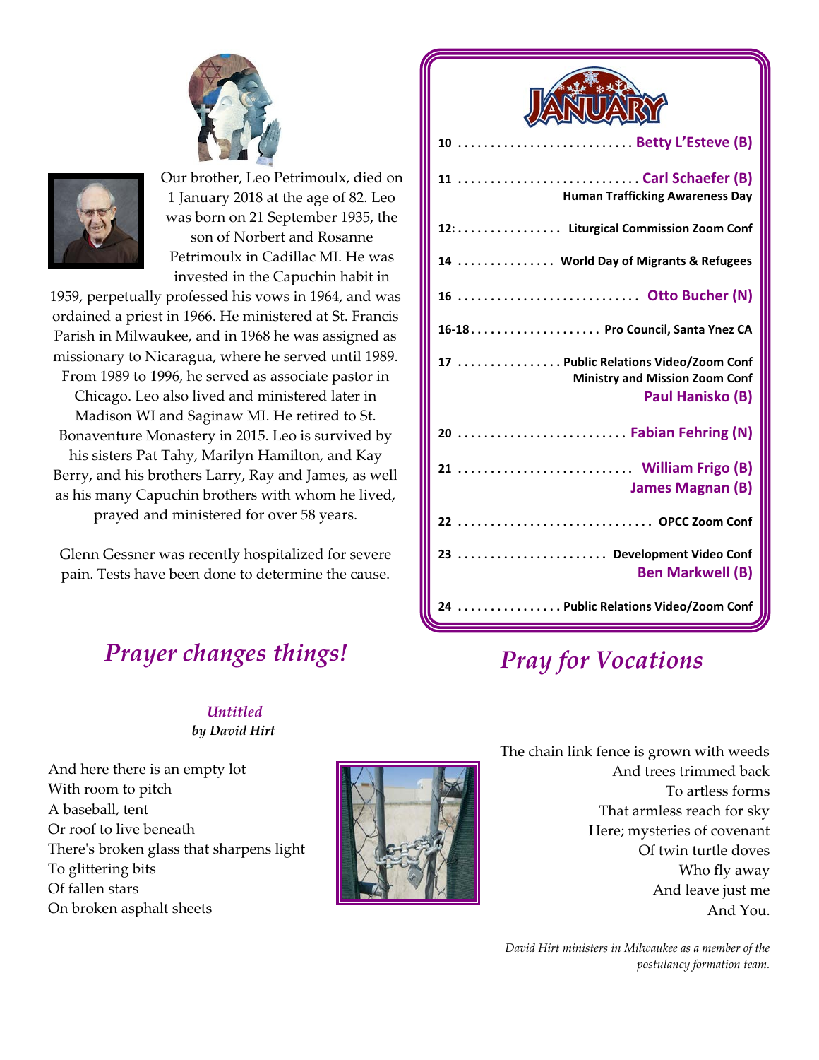Our brother, Leo Petrimoulx, died on 1 January 2018 at the age of 82. Leo was born on 21 September 1935, the son of Norbert and Rosanne Petrimoulx in Cadillac MI. He was invested in the Capuchin habit in 1959, perpetually professed his vows in 1964, and was ordained a priest in 1966. He ministered at St. Francis Parish in Milwaukee, and in 1968 he was assigned as missionary to Nicaragua, where he served until 1989. From 1989 to 1996, he served as associate pastor in Chicago. Leo also lived and ministered later in Madison WI and Saginaw MI. He retired to St. Bonaventure Monastery in 2015. Leo is survived by his sisters Pat Tahy, Marilyn Hamilton, and Kay Berry, and his brothers Larry, Ray and James, as well as his many Capuchin brothers with whom he lived, prayed and ministered for over 58 years.

Glenn Gessner was recently hospitalized for severe pain. Tests have been done to determine the cause.

## JANUARY

10 .......... **Betty L'Esteve (B)**

11 .......... **Carl Schaefer (B)**
Human Trafficking Awareness Day

12: .......... Liturgical Commission Zoom Conf

14 .......... World Day of Migrants & Refugees

16 .......... **Otto Bucher (N)**

16-18 .......... Pro Council, Santa Ynez CA

17 .......... Public Relations Video/Zoom Conf
Ministry and Mission Zoom Conf
**Paul Hanisko (B)**

20 .......... **Fabian Fehring (N)**

21 .......... **William Frigo (B)**
**James Magnan (B)**

22 .......... OPCC Zoom Conf

23 .......... Development Video Conf
**Ben Markwell (B)**

24 .......... Public Relations Video/Zoom Conf

## *Prayer changes things!*

## *Pray for Vocations*

***Untitled***
***by David Hirt***

And here there is an empty lot
With room to pitch
A baseball, tent
Or roof to live beneath
There's broken glass that sharpens light
To glittering bits
Of fallen stars
On broken asphalt sheets

The chain link fence is grown with weeds
And trees trimmed back
To artless forms
That armless reach for sky
Here; mysteries of covenant
Of twin turtle doves
Who fly away
And leave just me
And You.

*David Hirt ministers in Milwaukee as a member of the postulancy formation team.*